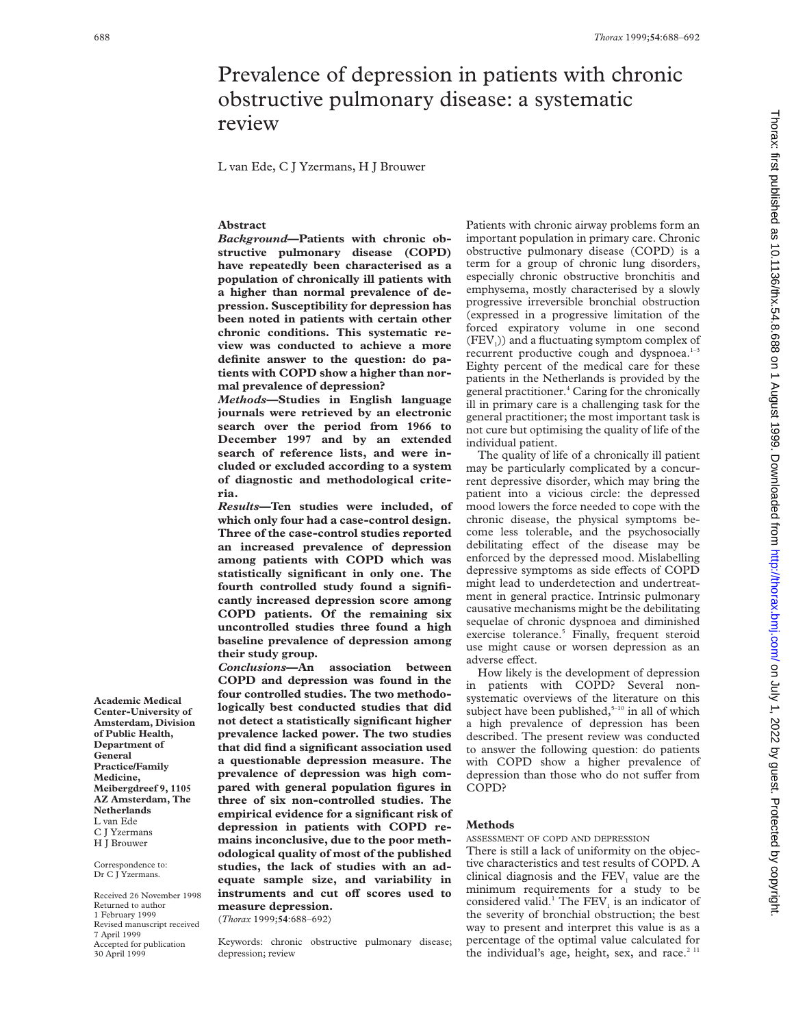# Prevalence of depression in patients with chronic obstructive pulmonary disease: a systematic review

L van Ede, C J Yzermans, H J Brouwer

## Abstract

***Background*—Patients with chronic obstructive pulmonary disease (COPD) have repeatedly been characterised as a population of chronically ill patients with a higher than normal prevalence of depression. Susceptibility for depression has been noted in patients with certain other chronic conditions. This systematic review was conducted to achieve a more definite answer to the question: do patients with COPD show a higher than normal prevalence of depression?**

***Methods*—Studies in English language journals were retrieved by an electronic search over the period from 1966 to December 1997 and by an extended search of reference lists, and were included or excluded according to a system of diagnostic and methodological criteria.**

***Results*—Ten studies were included, of which only four had a case-control design. Three of the case-control studies reported an increased prevalence of depression among patients with COPD which was statistically significant in only one. The fourth controlled study found a significantly increased depression score among COPD patients. Of the remaining six uncontrolled studies three found a high baseline prevalence of depression among their study group.**

***Conclusions*—An association between COPD and depression was found in the four controlled studies. The two methodologically best conducted studies that did not detect a statistically significant higher prevalence lacked power. The two studies that did find a significant association used a questionable depression measure. The prevalence of depression was high compared with general population figures in three of six non-controlled studies. The empirical evidence for a significant risk of depression in patients with COPD remains inconclusive, due to the poor methodological quality of most of the published studies, the lack of studies with an adequate sample size, and variability in instruments and cut off scores used to measure depression.**

(*Thorax* 1999;**54**:688–692)

Keywords: chronic obstructive pulmonary disease; depression; review

**Academic Medical Center-University of Amsterdam, Division of Public Health, Department of General Practice/Family Medicine, Meibergdreef 9, 1105 AZ Amsterdam, The Netherlands**
L van Ede
C J Yzermans
H J Brouwer

Correspondence to: Dr C J Yzermans.

Received 26 November 1998
Returned to author 1 February 1999
Revised manuscript received 7 April 1999
Accepted for publication 30 April 1999

Patients with chronic airway problems form an important population in primary care. Chronic obstructive pulmonary disease (COPD) is a term for a group of chronic lung disorders, especially chronic obstructive bronchitis and emphysema, mostly characterised by a slowly progressive irreversible bronchial obstruction (expressed in a progressive limitation of the forced expiratory volume in one second ($FEV_1$)) and a fluctuating symptom complex of recurrent productive cough and dyspnoea.[1–3] Eighty percent of the medical care for these patients in the Netherlands is provided by the general practitioner.[4] Caring for the chronically ill in primary care is a challenging task for the general practitioner; the most important task is not cure but optimising the quality of life of the individual patient.

The quality of life of a chronically ill patient may be particularly complicated by a concurrent depressive disorder, which may bring the patient into a vicious circle: the depressed mood lowers the force needed to cope with the chronic disease, the physical symptoms become less tolerable, and the psychosocially debilitating effect of the disease may be enforced by the depressed mood. Mislabelling depressive symptoms as side effects of COPD might lead to underdetection and undertreatment in general practice. Intrinsic pulmonary causative mechanisms might be the debilitating sequelae of chronic dyspnoea and diminished exercise tolerance.[5] Finally, frequent steroid use might cause or worsen depression as an adverse effect.

How likely is the development of depression in patients with COPD? Several non-systematic overviews of the literature on this subject have been published,[5–10] in all of which a high prevalence of depression has been described. The present review was conducted to answer the following question: do patients with COPD show a higher prevalence of depression than those who do not suffer from COPD?

## Methods

### ASSESSMENT OF COPD AND DEPRESSION

There is still a lack of uniformity on the objective characteristics and test results of COPD. A clinical diagnosis and the $FEV_1$ value are the minimum requirements for a study to be considered valid.[1] The $FEV_1$ is an indicator of the severity of bronchial obstruction; the best way to present and interpret this value is as a percentage of the optimal value calculated for the individual's age, height, sex, and race.[2,11]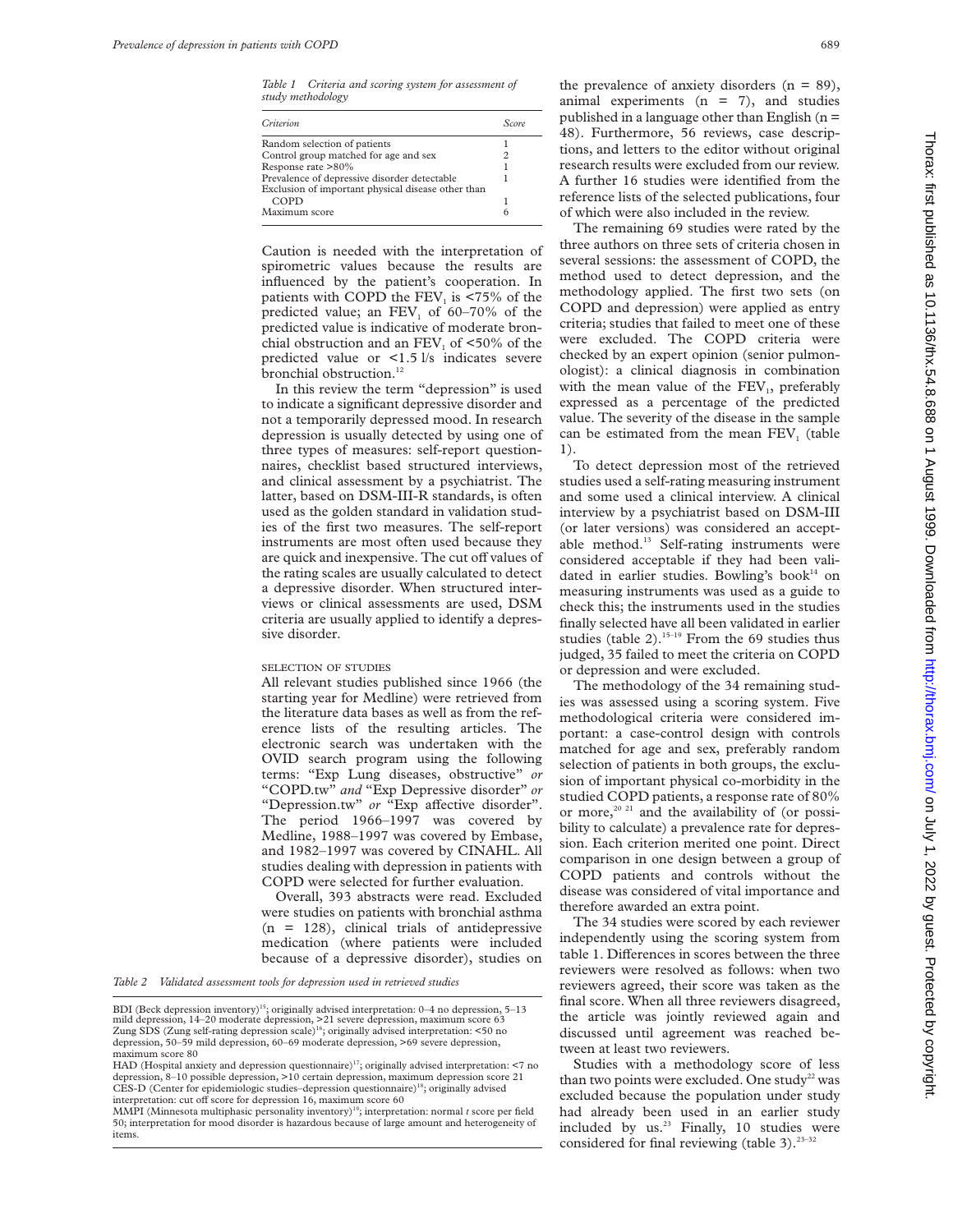*Table 1 Criteria and scoring system for assessment of study methodology*

| Criterion | Score |
|---|---|
| Random selection of patients | 1 |
| Control group matched for age and sex | 2 |
| Response rate >80% | 1 |
| Prevalence of depressive disorder detectable | 1 |
| Exclusion of important physical disease other than COPD | 1 |
| Maximum score | 6 |

Caution is needed with the interpretation of spirometric values because the results are influenced by the patient's cooperation. In patients with COPD the $FEV_1$ is <75% of the predicted value; an $FEV_1$ of 60–70% of the predicted value is indicative of moderate bronchial obstruction and an $FEV_1$ of <50% of the predicted value or <1.5 l/s indicates severe bronchial obstruction.[12]

In this review the term "depression" is used to indicate a significant depressive disorder and not a temporarily depressed mood. In research depression is usually detected by using one of three types of measures: self-report questionnaires, checklist based structured interviews, and clinical assessment by a psychiatrist. The latter, based on DSM-III-R standards, is often used as the golden standard in validation studies of the first two measures. The self-report instruments are most often used because they are quick and inexpensive. The cut off values of the rating scales are usually calculated to detect a depressive disorder. When structured interviews or clinical assessments are used, DSM criteria are usually applied to identify a depressive disorder.

### SELECTION OF STUDIES

All relevant studies published since 1966 (the starting year for Medline) were retrieved from the literature data bases as well as from the reference lists of the resulting articles. The electronic search was undertaken with the OVID search program using the following terms: "Exp Lung diseases, obstructive" *or* "COPD.tw" *and* "Exp Depressive disorder" *or* "Depression.tw" *or* "Exp affective disorder". The period 1966–1997 was covered by Medline, 1988–1997 was covered by Embase, and 1982–1997 was covered by CINAHL. All studies dealing with depression in patients with COPD were selected for further evaluation.

Overall, 393 abstracts were read. Excluded were studies on patients with bronchial asthma (n = 128), clinical trials of antidepressive medication (where patients were included because of a depressive disorder), studies on the prevalence of anxiety disorders (n = 89), animal experiments (n = 7), and studies published in a language other than English (n = 48). Furthermore, 56 reviews, case descriptions, and letters to the editor without original research results were excluded from our review. A further 16 studies were identified from the reference lists of the selected publications, four of which were also included in the review.

The remaining 69 studies were rated by the three authors on three sets of criteria chosen in several sessions: the assessment of COPD, the method used to detect depression, and the methodology applied. The first two sets (on COPD and depression) were applied as entry criteria; studies that failed to meet one of these were excluded. The COPD criteria were checked by an expert opinion (senior pulmonologist): a clinical diagnosis in combination with the mean value of the $FEV_1$, preferably expressed as a percentage of the predicted value. The severity of the disease in the sample can be estimated from the mean $FEV_1$ (table 1).

To detect depression most of the retrieved studies used a self-rating measuring instrument and some used a clinical interview. A clinical interview by a psychiatrist based on DSM-III (or later versions) was considered an acceptable method.[13] Self-rating instruments were considered acceptable if they had been validated in earlier studies. Bowling's book[14] on measuring instruments was used as a guide to check this; the instruments used in the studies finally selected have all been validated in earlier studies (table 2).[15–19] From the 69 studies thus judged, 35 failed to meet the criteria on COPD or depression and were excluded.

The methodology of the 34 remaining studies was assessed using a scoring system. Five methodological criteria were considered important: a case-control design with controls matched for age and sex, preferably random selection of patients in both groups, the exclusion of important physical co-morbidity in the studied COPD patients, a response rate of 80% or more,[20 21] and the availability of (or possibility to calculate) a prevalence rate for depression. Each criterion merited one point. Direct comparison in one design between a group of COPD patients and controls without the disease was considered of vital importance and therefore awarded an extra point.

The 34 studies were scored by each reviewer independently using the scoring system from table 1. Differences in scores between the three reviewers were resolved as follows: when two reviewers agreed, their score was taken as the final score. When all three reviewers disagreed, the article was jointly reviewed again and discussed until agreement was reached between at least two reviewers.

Studies with a methodology score of less than two points were excluded. One study[22] was excluded because the population under study had already been used in an earlier study included by us.[23] Finally, 10 studies were considered for final reviewing (table 3).[23–32]

*Table 2 Validated assessment tools for depression used in retrieved studies*

BDI (Beck depression inventory)[15]; originally advised interpretation: 0–4 no depression, 5–13 mild depression, 14–20 moderate depression, >21 severe depression, maximum score 63

Zung SDS (Zung self-rating depression scale)[16]; originally advised interpretation: <50 no depression, 50–59 mild depression, 60–69 moderate depression, >69 severe depression, maximum score 80

HAD (Hospital anxiety and depression questionnaire)[17]; originally advised interpretation: <7 no depression, 8–10 possible depression, >10 certain depression, maximum depression score 21

CES-D (Center for epidemiologic studies–depression questionnaire)[18]; originally advised interpretation: cut off score for depression 16, maximum score 60

MMPI (Minnesota multiphasic personality inventory)[19]; interpretation: normal *t* score per field 50; interpretation for mood disorder is hazardous because of large amount and heterogeneity of items.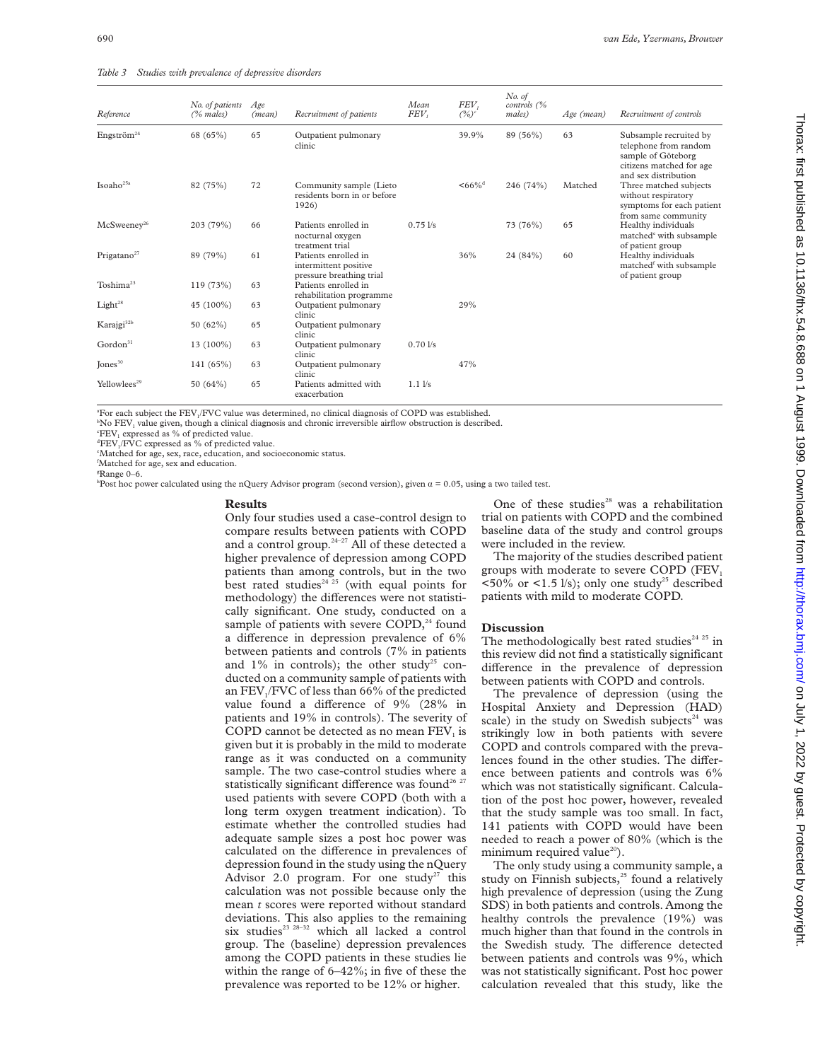*Table 3 Studies with prevalence of depressive disorders*

| Reference | No. of patients (% males) | Age (mean) | Recruitment of patients | Mean $FEV_1$ | $FEV_1$ (%)[c] | No. of controls (% males) | Age (mean) | Recruitment of controls |
|---|---|---|---|---|---|---|---|---|
| Engström[24] | 68 (65%) | 65 | Outpatient pulmonary clinic | | 39.9% | 89 (56%) | 63 | Subsample recruited by telephone from random sample of Göteborg citizens matched for age and sex distribution |
| Isoaho[25a] | 82 (75%) | 72 | Community sample (Lieto residents born in or before 1926) | | <66%[d] | 246 (74%) | Matched | Three matched subjects without respiratory symptoms for each patient from same community |
| McSweeney[26] | 203 (79%) | 66 | Patients enrolled in nocturnal oxygen treatment trial | 0.75 l/s | | 73 (76%) | 65 | Healthy individuals matched[e] with subsample of patient group |
| Prigatano[27] | 89 (79%) | 61 | Patients enrolled in intermittent positive pressure breathing trial | | 36% | 24 (84%) | 60 | Healthy individuals matched[f] with subsample of patient group |
| Toshima[23] | 119 (73%) | 63 | Patients enrolled in rehabilitation programme | | | | | |
| Light[28] | 45 (100%) | 63 | Outpatient pulmonary clinic | | 29% | | | |
| Karajgi[32b] | 50 (62%) | 65 | Outpatient pulmonary clinic | | | | | |
| Gordon[31] | 13 (100%) | 63 | Outpatient pulmonary clinic | 0.70 l/s | | | | |
| Jones[30] | 141 (65%) | 63 | Outpatient pulmonary clinic | | 47% | | | |
| Yellowlees[29] | 50 (64%) | 65 | Patients admitted with exacerbation | 1.1 l/s | | | | |

[a]For each subject the $FEV_1$/FVC value was determined, no clinical diagnosis of COPD was established.
[b]No $FEV_1$ value given, though a clinical diagnosis and chronic irreversible airflow obstruction is described.
[c]$FEV_1$ expressed as % of predicted value.
[d]$FEV_1$/FVC expressed as % of predicted value.
[e]Matched for age, sex, race, education, and socioeconomic status.
[f]Matched for age, sex and education.
[g]Range 0–6.
[h]Post hoc power calculated using the nQuery Advisor program (second version), given $\alpha = 0.05$, using a two tailed test.

## Results

Only four studies used a case-control design to compare results between patients with COPD and a control group.[24–27] All of these detected a higher prevalence of depression among COPD patients than among controls, but in the two best rated studies[24 25] (with equal points for methodology) the differences were not statistically significant. One study, conducted on a sample of patients with severe COPD,[24] found a difference in depression prevalence of 6% between patients and controls (7% in patients and 1% in controls); the other study[25] conducted on a community sample of patients with an $FEV_1$/FVC of less than 66% of the predicted value found a difference of 9% (28% in patients and 19% in controls). The severity of COPD cannot be detected as no mean $FEV_1$ is given but it is probably in the mild to moderate range as it was conducted on a community sample. The two case-control studies where a statistically significant difference was found[26 27] used patients with severe COPD (both with a long term oxygen treatment indication). To estimate whether the controlled studies had adequate sample sizes a post hoc power was calculated on the difference in prevalences of depression found in the study using the nQuery Advisor 2.0 program. For one study[27] this calculation was not possible because only the mean *t* scores were reported without standard deviations. This also applies to the remaining six studies[23 28–32] which all lacked a control group. The (baseline) depression prevalences among the COPD patients in these studies lie within the range of 6–42%; in five of these the prevalence was reported to be 12% or higher.

One of these studies[28] was a rehabilitation trial on patients with COPD and the combined baseline data of the study and control groups were included in the review.

The majority of the studies described patient groups with moderate to severe COPD ($FEV_1$ <50% or <1.5 l/s); only one study[25] described patients with mild to moderate COPD.

## Discussion

The methodologically best rated studies[24 25] in this review did not find a statistically significant difference in the prevalence of depression between patients with COPD and controls.

The prevalence of depression (using the Hospital Anxiety and Depression (HAD) scale) in the study on Swedish subjects[24] was strikingly low in both patients with severe COPD and controls compared with the prevalences found in the other studies. The difference between patients and controls was 6% which was not statistically significant. Calculation of the post hoc power, however, revealed that the study sample was too small. In fact, 141 patients with COPD would have been needed to reach a power of 80% (which is the minimum required value[20]).

The only study using a community sample, a study on Finnish subjects,[25] found a relatively high prevalence of depression (using the Zung SDS) in both patients and controls. Among the healthy controls the prevalence (19%) was much higher than that found in the controls in the Swedish study. The difference detected between patients and controls was 9%, which was not statistically significant. Post hoc power calculation revealed that this study, like the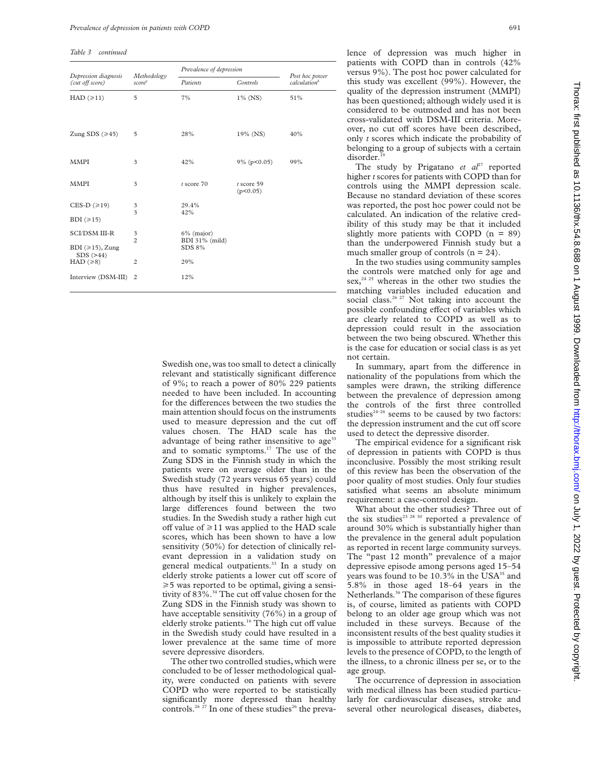*Table 3 continued*

| Depression diagnosis (cut off score) | Methodology score[a] | Prevalence of depression | | Post hoc power calculation[b] |
|---|---|---|---|---|
| | | Patients | Controls | |
| HAD (⩾11) | 5 | 7% | 1% (NS) | 51% |
| Zung SDS (⩾45) | 5 | 28% | 19% (NS) | 40% |
| MMPI | 3 | 42% | 9% ($p<0.05$) | 99% |
| MMPI | 3 | *t* score 70 | *t* score 59 ($p<0.05$) | |
| CES-D (⩾19) | 3 | 29.4% | | |
| BDI (⩾15) | 3 | 42% | | |
| SCI/DSM III-R | 3 | 6% (major) | | |
| BDI (⩾15), Zung SDS (>44) | 2 | BDI 31% (mild) SDS 8% | | |
| HAD (⩾8) | 2 | 29% | | |
| Interview (DSM-III) | 2 | 12% | | |

Swedish one, was too small to detect a clinically relevant and statistically significant difference of 9%; to reach a power of 80% 229 patients needed to have been included. In accounting for the differences between the two studies the main attention should focus on the instruments used to measure depression and the cut off values chosen. The HAD scale has the advantage of being rather insensitive to age[33] and to somatic symptoms.[17] The use of the Zung SDS in the Finnish study in which the patients were on average older than in the Swedish study (72 years versus 65 years) could thus have resulted in higher prevalences, although by itself this is unlikely to explain the large differences found between the two studies. In the Swedish study a rather high cut off value of ⩾11 was applied to the HAD scale scores, which has been shown to have a low sensitivity (50%) for detection of clinically relevant depression in a validation study on general medical outpatients.[33] In a study on elderly stroke patients a lower cut off score of ⩾5 was reported to be optimal, giving a sensitivity of 83%.[34] The cut off value chosen for the Zung SDS in the Finnish study was shown to have acceptable sensitivity (76%) in a group of elderly stroke patients.[16] The high cut off value in the Swedish study could have resulted in a lower prevalence at the same time of more severe depressive disorders.

The other two controlled studies, which were concluded to be of lesser methodological quality, were conducted on patients with severe COPD who were reported to be statistically significantly more depressed than healthy controls.[26 27] In one of these studies[26] the prevalence of depression was much higher in patients with COPD than in controls (42% versus 9%). The post hoc power calculated for this study was excellent (99%). However, the quality of the depression instrument (MMPI) has been questioned; although widely used it is considered to be outmoded and has not been cross-validated with DSM-III criteria. Moreover, no cut off scores have been described, only *t* scores which indicate the probability of belonging to a group of subjects with a certain disorder.[19]

The study by Prigatano *et al*[27] reported higher *t* scores for patients with COPD than for controls using the MMPI depression scale. Because no standard deviation of these scores was reported, the post hoc power could not be calculated. An indication of the relative credibility of this study may be that it included slightly more patients with COPD (n = 89) than the underpowered Finnish study but a much smaller group of controls (n = 24).

In the two studies using community samples the controls were matched only for age and sex,[24 25] whereas in the other two studies the matching variables included education and social class.[26 27] Not taking into account the possible confounding effect of variables which are clearly related to COPD as well as to depression could result in the association between the two being obscured. Whether this is the case for education or social class is as yet not certain.

In summary, apart from the difference in nationality of the populations from which the samples were drawn, the striking difference between the prevalence of depression among the controls of the first three controlled studies[24–26] seems to be caused by two factors: the depression instrument and the cut off score used to detect the depressive disorder.

The empirical evidence for a significant risk of depression in patients with COPD is thus inconclusive. Possibly the most striking result of this review has been the observation of the poor quality of most studies. Only four studies satisfied what seems an absolute minimum requirement: a case-control design.

What about the other studies? Three out of the six studies[23 28 30] reported a prevalence of around 30% which is substantially higher than the prevalence in the general adult population as reported in recent large community surveys. The "past 12 month" prevalence of a major depressive episode among persons aged 15–54 years was found to be 10.3% in the USA[35] and 5.8% in those aged 18–64 years in the Netherlands.[36] The comparison of these figures is, of course, limited as patients with COPD belong to an older age group which was not included in these surveys. Because of the inconsistent results of the best quality studies it is impossible to attribute reported depression levels to the presence of COPD, to the length of the illness, to a chronic illness per se, or to the age group.

The occurrence of depression in association with medical illness has been studied particularly for cardiovascular diseases, stroke and several other neurological diseases, diabetes,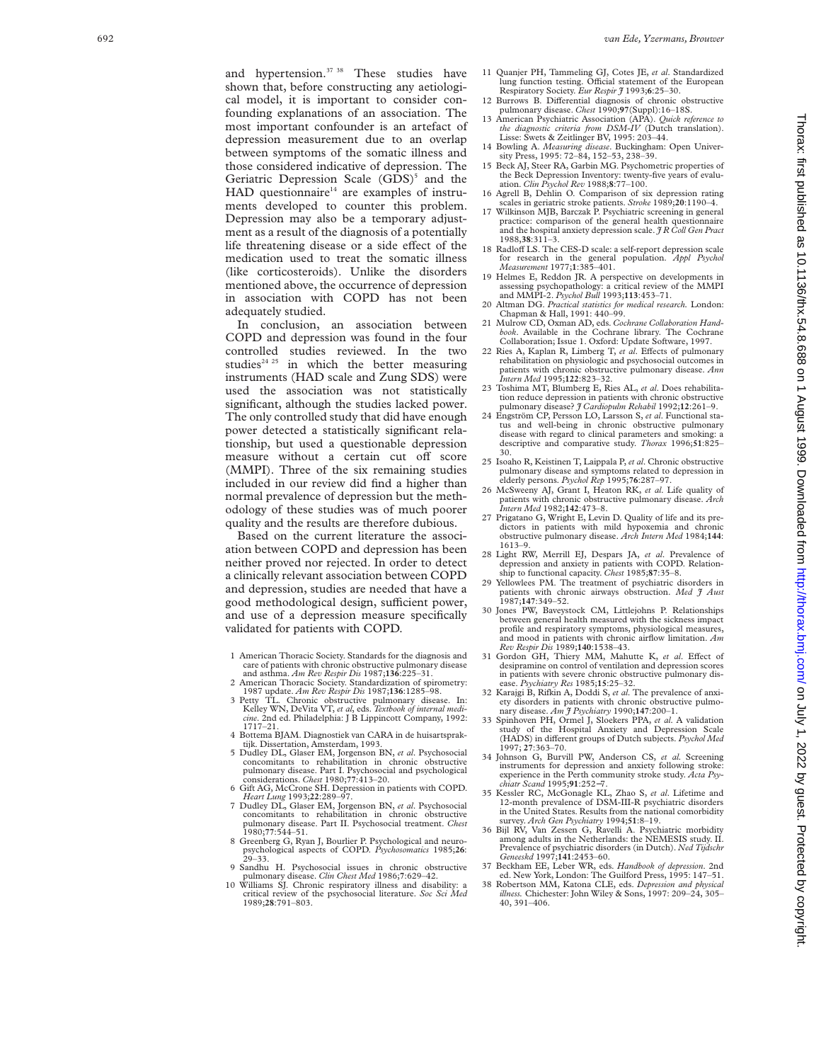and hypertension.[37 38] These studies have shown that, before constructing any aetiological model, it is important to consider confounding explanations of an association. The most important confounder is an artefact of depression measurement due to an overlap between symptoms of the somatic illness and those considered indicative of depression. The Geriatric Depression Scale (GDS)[5] and the HAD questionnaire[14] are examples of instruments developed to counter this problem. Depression may also be a temporary adjustment as a result of the diagnosis of a potentially life threatening disease or a side effect of the medication used to treat the somatic illness (like corticosteroids). Unlike the disorders mentioned above, the occurrence of depression in association with COPD has not been adequately studied.

In conclusion, an association between COPD and depression was found in the four controlled studies reviewed. In the two studies[24 25] in which the better measuring instruments (HAD scale and Zung SDS) were used the association was not statistically significant, although the studies lacked power. The only controlled study that did have enough power detected a statistically significant relationship, but used a questionable depression measure without a certain cut off score (MMPI). Three of the six remaining studies included in our review did find a higher than normal prevalence of depression but the methodology of these studies was of much poorer quality and the results are therefore dubious.

Based on the current literature the association between COPD and depression has been neither proved nor rejected. In order to detect a clinically relevant association between COPD and depression, studies are needed that have a good methodological design, sufficient power, and use of a depression measure specifically validated for patients with COPD.

1 American Thoracic Society. Standards for the diagnosis and care of patients with chronic obstructive pulmonary disease and asthma. *Am Rev Respir Dis* 1987;**136**:225–31.
2 American Thoracic Society. Standardization of spirometry: 1987 update. *Am Rev Respir Dis* 1987;**136**:1285–98.
3 Petty TL. Chronic obstructive pulmonary disease. In: Kelley WN, DeVita VT, *et al*, eds. *Textbook of internal medicine*. 2nd ed. Philadelphia: J B Lippincott Company, 1992: 1717–21.
4 Bottema BJAM. Diagnostiek van CARA in de huisartspraktijk. Dissertation, Amsterdam, 1993.
5 Dudley DL, Glaser EM, Jorgenson BN, *et al*. Psychosocial concomitants to rehabilitation in chronic obstructive pulmonary disease. Part I. Psychosocial and psychological considerations. *Chest* 1980;**77**:413–20.
6 Gift AG, McCrone SH. Depression in patients with COPD. *Heart Lung* 1993;**22**:289–97.
7 Dudley DL, Glaser EM, Jorgenson BN, *et al*. Psychosocial concomitants to rehabilitation in chronic obstructive pulmonary disease. Part II. Psychosocial treatment. *Chest* 1980;**77**:544–51.
8 Greenberg G, Ryan J, Bourlier P. Psychological and neuropsychological aspects of COPD. *Psychosomatics* 1985;**26**: 29–33.
9 Sandhu H. Psychosocial issues in chronic obstructive pulmonary disease. *Clin Chest Med* 1986;**7**:629–42.
10 Williams SJ. Chronic respiratory illness and disability: a critical review of the psychosocial literature. *Soc Sci Med* 1989;**28**:791–803.
11 Quanjer PH, Tammeling GJ, Cotes JE, *et al*. Standardized lung function testing. Official statement of the European Respiratory Society. *Eur Respir J* 1993;**6**:25–30.
12 Burrows B. Differential diagnosis of chronic obstructive pulmonary disease. *Chest* 1990;**97**(Suppl):16–18S.
13 American Psychiatric Association (APA). *Quick reference to the diagnostic criteria from DSM-IV* (Dutch translation). Lisse: Swets & Zeitlinger BV, 1995: 203–44.
14 Bowling A. *Measuring disease*. Buckingham: Open University Press, 1995: 72–84, 152–53, 238–39.
15 Beck AJ, Steer RA, Garbin MG. Psychometric properties of the Beck Depression Inventory: twenty-five years of evaluation. *Clin Psychol Rev* 1988;**8**:77–100.
16 Agrell B, Dehlin O. Comparison of six depression rating scales in geriatric stroke patients. *Stroke* 1989;**20**:1190–4.
17 Wilkinson MJB, Barczak P. Psychiatric screening in general practice: comparison of the general health questionnaire and the hospital anxiety depression scale. *J R Coll Gen Pract* 1988,**38**:311–3.
18 Radloff LS. The CES-D scale: a self-report depression scale for research in the general population. *Appl Psychol Measurement* 1977;**1**:385–401.
19 Helmes E, Reddon JR. A perspective on developments in assessing psychopathology: a critical review of the MMPI and MMPI-2. *Psychol Bull* 1993;**113**:453–71.
20 Altman DG. *Practical statistics for medical research*. London: Chapman & Hall, 1991: 440–99.
21 Mulrow CD, Oxman AD, eds. *Cochrane Collaboration Handbook*. Available in the Cochrane library. The Cochrane Collaboration; Issue 1. Oxford: Update Software, 1997.
22 Ries A, Kaplan R, Limberg T, *et al*. Effects of pulmonary rehabilitation on physiologic and psychosocial outcomes in patients with chronic obstructive pulmonary disease. *Ann Intern Med* 1995;**122**:823–32.
23 Toshima MT, Blumberg E, Ries AL, *et al*. Does rehabilitation reduce depression in patients with chronic obstructive pulmonary disease? *J Cardiopulm Rehabil* 1992;**12**:261–9.
24 Engström CP, Persson LO, Larsson S, *et al*. Functional status and well-being in chronic obstructive pulmonary disease with regard to clinical parameters and smoking: a descriptive and comparative study. *Thorax* 1996;**51**:825–30.
25 Isoaho R, Keistinen T, Laippala P, *et al*. Chronic obstructive pulmonary disease and symptoms related to depression in elderly persons. *Psychol Rep* 1995;**76**:287–97.
26 McSweeny AJ, Grant I, Heaton RK, *et al*. Life quality of patients with chronic obstructive pulmonary disease. *Arch Intern Med* 1982;**142**:473–8.
27 Prigatano G, Wright E, Levin D. Quality of life and its predictors in patients with mild hypoxemia and chronic obstructive pulmonary disease. *Arch Intern Med* 1984;**144**: 1613–9.
28 Light RW, Merrill EJ, Despars JA, *et al*. Prevalence of depression and anxiety in patients with COPD. Relationship to functional capacity. *Chest* 1985;**87**:35–8.
29 Yellowlees PM. The treatment of psychiatric disorders in patients with chronic airways obstruction. *Med J Aust* 1987;**147**:349–52.
30 Jones PW, Baveystock CM, Littlejohns P. Relationships between general health measured with the sickness impact profile and respiratory symptoms, physiological measures, and mood in patients with chronic airflow limitation. *Am Rev Respir Dis* 1989;**140**:1538–43.
31 Gordon GH, Thiery MM, Mahutte K, *et al*. Effect of desipramine on control of ventilation and depression scores in patients with severe chronic obstructive pulmonary disease. *Psychiatry Res* 1985;**15**:25–32.
32 Karajgi B, Rifkin A, Doddi S, *et al*. The prevalence of anxiety disorders in patients with chronic obstructive pulmonary disease. *Am J Psychiatry* 1990;**147**:200–1.
33 Spinhoven PH, Ormel J, Sloekers PPA, *et al*. A validation study of the Hospital Anxiety and Depression Scale (HADS) in different groups of Dutch subjects. *Psychol Med* 1997; **27**:363–70.
34 Johnson G, Burvill PW, Anderson CS, *et al*. Screening instruments for depression and anxiety following stroke: experience in the Perth community stroke study. *Acta Psychiatr Scand* 1995;**91**:252–7.
35 Kessler RC, McGonagle KL, Zhao S, *et al*. Lifetime and 12-month prevalence of DSM-III-R psychiatric disorders in the United States. Results from the national comorbidity survey. *Arch Gen Psychiatry* 1994;**51**:8–19.
36 Bijl RV, Van Zessen G, Ravelli A. Psychiatric morbidity among adults in the Netherlands: the NEMESIS study. II. Prevalence of psychiatric disorders (in Dutch). *Ned Tijdschr Geneeskd* 1997;**141**:2453–60.
37 Beckham EE, Leber WR, eds. *Handbook of depression*. 2nd ed. New York, London: The Guilford Press, 1995: 147–51.
38 Robertson MM, Katona CLE, eds. *Depression and physical illness*. Chichester: John Wiley & Sons, 1997: 209–24, 305–40, 391–406.